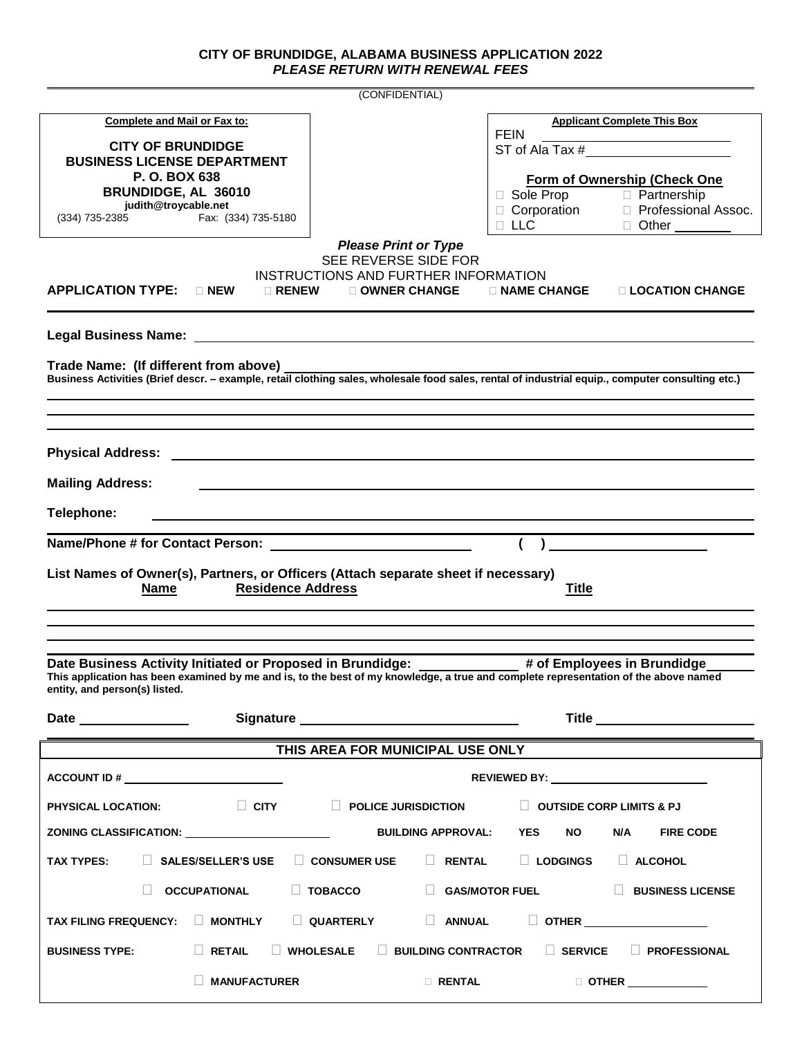**CITY OF BRUNDIDGE, ALABAMA BUSINESS APPLICATION 2022**
***PLEASE RETURN WITH RENEWAL FEES***

(CONFIDENTIAL)

**Complete and Mail or Fax to:**

**CITY OF BRUNDIDGE**
**BUSINESS LICENSE DEPARTMENT**
**P. O. BOX 638**
**BRUNDIDGE, AL 36010**
**judith@troycable.net**
(334) 735-2385 Fax: (334) 735-5180

**Applicant Complete This Box**

FEIN ______________________

ST of Ala Tax # ______________________

**Form of Ownership (Check One**

☐ Sole Prop ☐ Partnership
☐ Corporation ☐ Professional Assoc.
☐ LLC ☐ Other ________

***Please Print or Type***
SEE REVERSE SIDE FOR
INSTRUCTIONS AND FURTHER INFORMATION

**APPLICATION TYPE:** ☐ **NEW** ☐ **RENEW** ☐ **OWNER CHANGE** ☐ **NAME CHANGE** ☐ **LOCATION CHANGE**

**Legal Business Name:** ____________________________________________

**Trade Name: (If different from above)** ____________________________________________

**Business Activities (Brief descr. – example, retail clothing sales, wholesale food sales, rental of industrial equip., computer consulting etc.)**

____________________________________________

____________________________________________

____________________________________________

**Physical Address:** ____________________________________________

**Mailing Address:** ____________________________________________

**Telephone:** ____________________________________________

**Name/Phone # for Contact Person:** ______________________ ( ) ______________________

**List Names of Owner(s), Partners, or Officers (Attach separate sheet if necessary)**

| **Name** | **Residence Address** | **Title** |
|---|---|---|
| | | |
| | | |
| | | |

**Date Business Activity Initiated or Proposed in Brundidge:** ____________ **# of Employees in Brundidge** ______

**This application has been examined by me and is, to the best of my knowledge, a true and complete representation of the above named entity, and person(s) listed.**

**Date** ______________ **Signature** ______________________ **Title** ______________________

**THIS AREA FOR MUNICIPAL USE ONLY**

**ACCOUNT ID #** ______________________ **REVIEWED BY:** ______________________

**PHYSICAL LOCATION:** ☐ **CITY** ☐ **POLICE JURISDICTION** ☐ **OUTSIDE CORP LIMITS & PJ**

**ZONING CLASSIFICATION:** ______________________ **BUILDING APPROVAL: YES NO N/A FIRE CODE**

**TAX TYPES:** ☐ **SALES/SELLER'S USE** ☐ **CONSUMER USE** ☐ **RENTAL** ☐ **LODGINGS** ☐ **ALCOHOL**

☐ **OCCUPATIONAL** ☐ **TOBACCO** ☐ **GAS/MOTOR FUEL** ☐ **BUSINESS LICENSE**

**TAX FILING FREQUENCY:** ☐ **MONTHLY** ☐ **QUARTERLY** ☐ **ANNUAL** ☐ **OTHER** ______________________

**BUSINESS TYPE:** ☐ **RETAIL** ☐ **WHOLESALE** ☐ **BUILDING CONTRACTOR** ☐ **SERVICE** ☐ **PROFESSIONAL**

☐ **MANUFACTURER** ☐ **RENTAL** ☐ **OTHER** ______________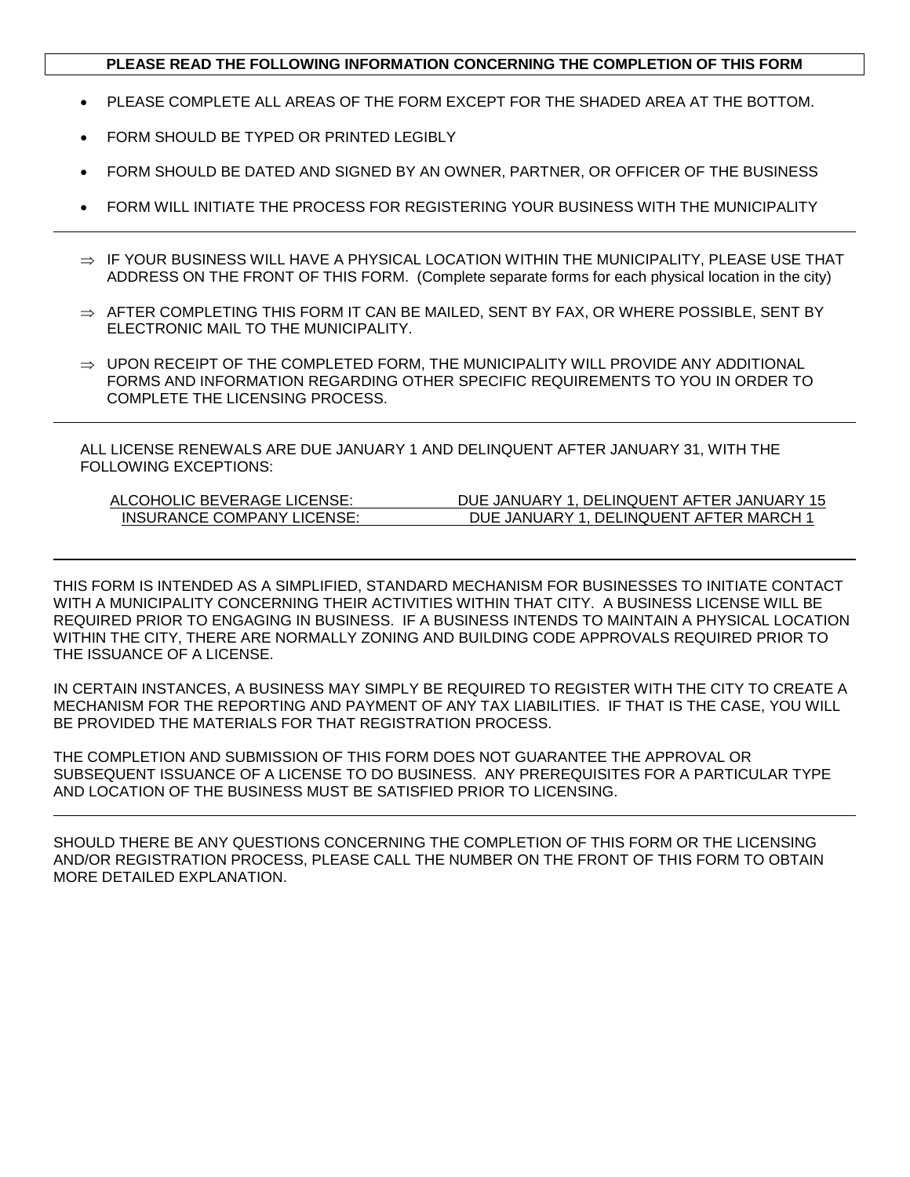**PLEASE READ THE FOLLOWING INFORMATION CONCERNING THE COMPLETION OF THIS FORM**

- PLEASE COMPLETE ALL AREAS OF THE FORM EXCEPT FOR THE SHADED AREA AT THE BOTTOM.
- FORM SHOULD BE TYPED OR PRINTED LEGIBLY
- FORM SHOULD BE DATED AND SIGNED BY AN OWNER, PARTNER, OR OFFICER OF THE BUSINESS
- FORM WILL INITIATE THE PROCESS FOR REGISTERING YOUR BUSINESS WITH THE MUNICIPALITY

---

⇒ IF YOUR BUSINESS WILL HAVE A PHYSICAL LOCATION WITHIN THE MUNICIPALITY, PLEASE USE THAT ADDRESS ON THE FRONT OF THIS FORM. (Complete separate forms for each physical location in the city)

⇒ AFTER COMPLETING THIS FORM IT CAN BE MAILED, SENT BY FAX, OR WHERE POSSIBLE, SENT BY ELECTRONIC MAIL TO THE MUNICIPALITY.

⇒ UPON RECEIPT OF THE COMPLETED FORM, THE MUNICIPALITY WILL PROVIDE ANY ADDITIONAL FORMS AND INFORMATION REGARDING OTHER SPECIFIC REQUIREMENTS TO YOU IN ORDER TO COMPLETE THE LICENSING PROCESS.

---

ALL LICENSE RENEWALS ARE DUE JANUARY 1 AND DELINQUENT AFTER JANUARY 31, WITH THE FOLLOWING EXCEPTIONS:

| | |
|---|---|
| ALCOHOLIC BEVERAGE LICENSE: | DUE JANUARY 1, DELINQUENT AFTER JANUARY 15 |
| INSURANCE COMPANY LICENSE: | DUE JANUARY 1, DELINQUENT AFTER MARCH 1 |

---

THIS FORM IS INTENDED AS A SIMPLIFIED, STANDARD MECHANISM FOR BUSINESSES TO INITIATE CONTACT WITH A MUNICIPALITY CONCERNING THEIR ACTIVITIES WITHIN THAT CITY. A BUSINESS LICENSE WILL BE REQUIRED PRIOR TO ENGAGING IN BUSINESS. IF A BUSINESS INTENDS TO MAINTAIN A PHYSICAL LOCATION WITHIN THE CITY, THERE ARE NORMALLY ZONING AND BUILDING CODE APPROVALS REQUIRED PRIOR TO THE ISSUANCE OF A LICENSE.

IN CERTAIN INSTANCES, A BUSINESS MAY SIMPLY BE REQUIRED TO REGISTER WITH THE CITY TO CREATE A MECHANISM FOR THE REPORTING AND PAYMENT OF ANY TAX LIABILITIES. IF THAT IS THE CASE, YOU WILL BE PROVIDED THE MATERIALS FOR THAT REGISTRATION PROCESS.

THE COMPLETION AND SUBMISSION OF THIS FORM DOES NOT GUARANTEE THE APPROVAL OR SUBSEQUENT ISSUANCE OF A LICENSE TO DO BUSINESS. ANY PREREQUISITES FOR A PARTICULAR TYPE AND LOCATION OF THE BUSINESS MUST BE SATISFIED PRIOR TO LICENSING.

---

SHOULD THERE BE ANY QUESTIONS CONCERNING THE COMPLETION OF THIS FORM OR THE LICENSING AND/OR REGISTRATION PROCESS, PLEASE CALL THE NUMBER ON THE FRONT OF THIS FORM TO OBTAIN MORE DETAILED EXPLANATION.